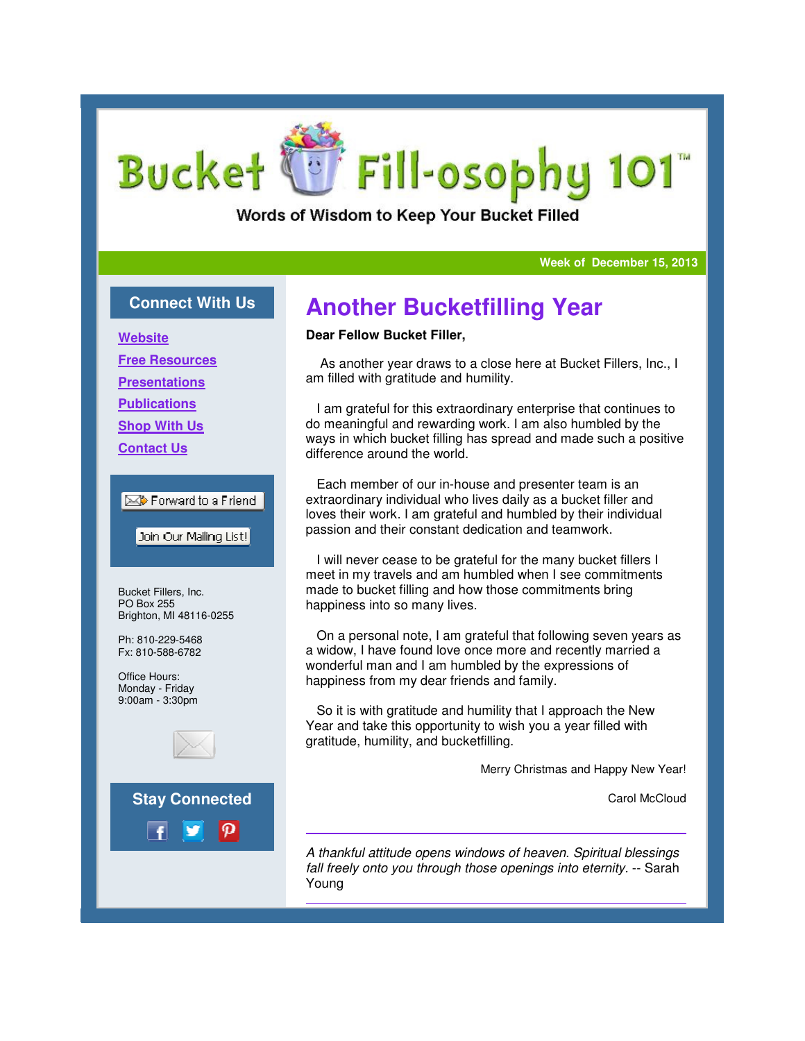# Bucket Fill-osophy 101™

Words of Wisdom to Keep Your Bucket Filled

Week of December 15, 2013

## Connect With Us

**Website**

**Free Resources**

**Presentations**

**Publications**

**Shop With Us**

**Contact Us**

Forward to a Friend

Join Our Mailing List!

Bucket Fillers, Inc.
PO Box 255
Brighton, MI 48116-0255

Ph: 810-229-5468
Fx: 810-588-6782

Office Hours:
Monday - Friday
9:00am - 3:30pm

## Stay Connected

# Another Bucketfilling Year

**Dear Fellow Bucket Filler,**

As another year draws to a close here at Bucket Fillers, Inc., I am filled with gratitude and humility.

I am grateful for this extraordinary enterprise that continues to do meaningful and rewarding work. I am also humbled by the ways in which bucket filling has spread and made such a positive difference around the world.

Each member of our in-house and presenter team is an extraordinary individual who lives daily as a bucket filler and loves their work. I am grateful and humbled by their individual passion and their constant dedication and teamwork.

I will never cease to be grateful for the many bucket fillers I meet in my travels and am humbled when I see commitments made to bucket filling and how those commitments bring happiness into so many lives.

On a personal note, I am grateful that following seven years as a widow, I have found love once more and recently married a wonderful man and I am humbled by the expressions of happiness from my dear friends and family.

So it is with gratitude and humility that I approach the New Year and take this opportunity to wish you a year filled with gratitude, humility, and bucketfilling.

Merry Christmas and Happy New Year!

Carol McCloud

---

*A thankful attitude opens windows of heaven. Spiritual blessings fall freely onto you through those openings into eternity.* -- Sarah Young

---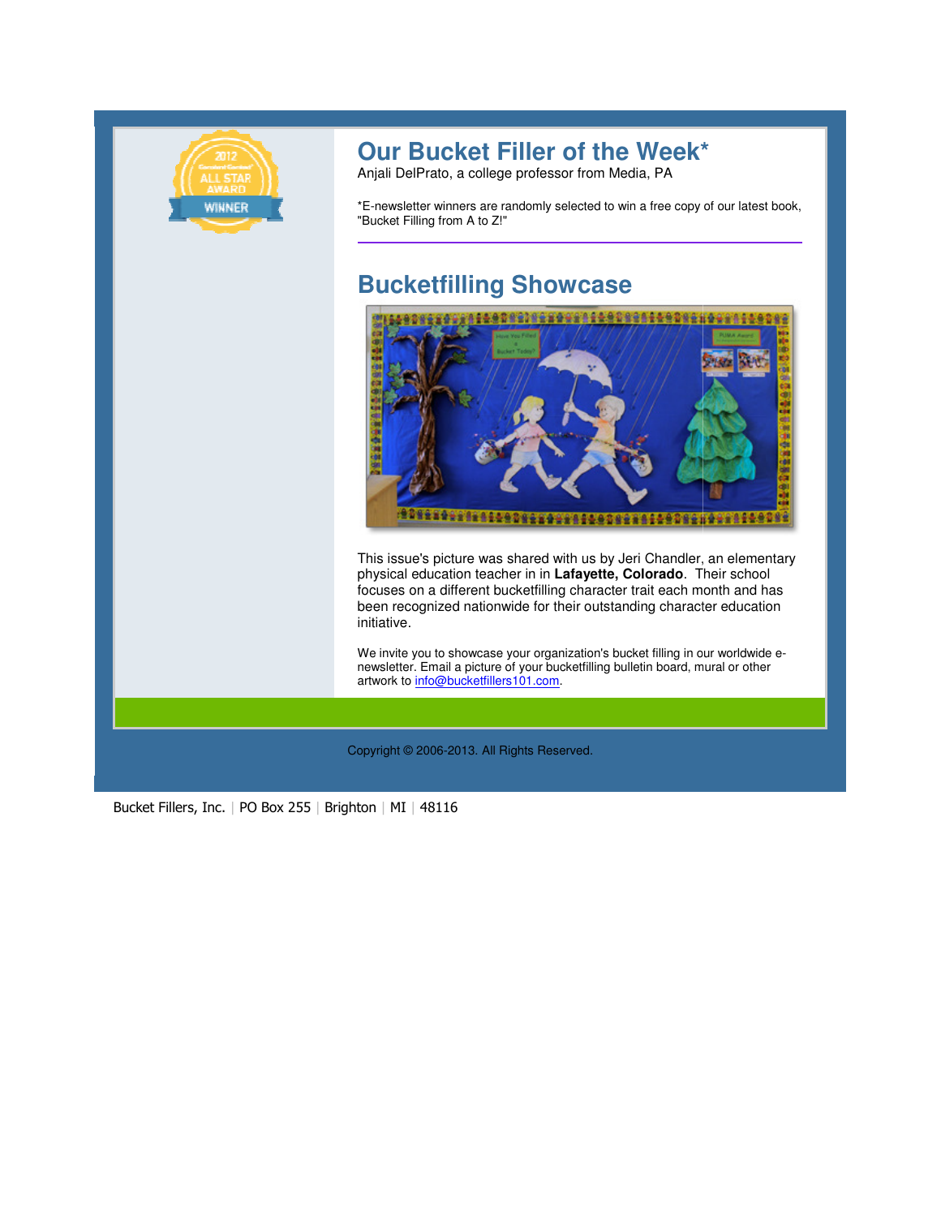## Our Bucket Filler of the Week*

Anjali DelPrato, a college professor from Media, PA

*E-newsletter winners are randomly selected to win a free copy of our latest book, "Bucket Filling from A to Z!"

## Bucketfilling Showcase

This issue's picture was shared with us by Jeri Chandler, an elementary physical education teacher in in **Lafayette, Colorado**. Their school focuses on a different bucketfilling character trait each month and has been recognized nationwide for their outstanding character education initiative.

We invite you to showcase your organization's bucket filling in our worldwide e-newsletter. Email a picture of your bucketfilling bulletin board, mural or other artwork to info@bucketfillers101.com.

Copyright © 2006-2013. All Rights Reserved.

Bucket Fillers, Inc. | PO Box 255 | Brighton | MI | 48116